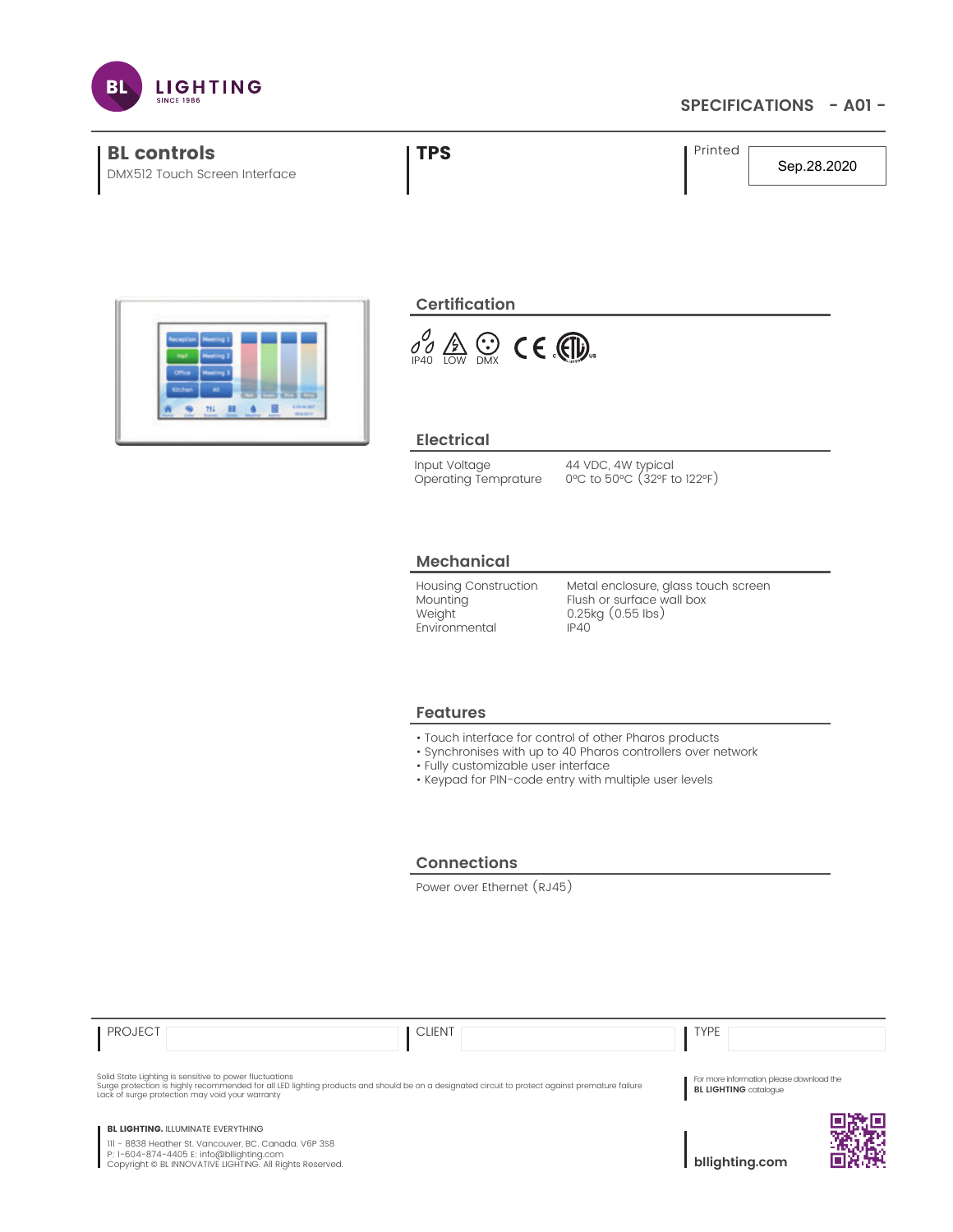BL LIGHTING
SINCE 1986

SPECIFICATIONS - A01 -

# BL controls

DMX512 Touch Screen Interface

**TPS**

Printed: Sep.28.2020

## Certification

IP40 LOW DMX CE ETL

## Electrical

| | |
|---|---|
| Input Voltage | 44 VDC, 4W typical |
| Operating Temprature | 0°C to 50°C (32°F to 122°F) |

## Mechanical

| | |
|---|---|
| Housing Construction | Metal enclosure, glass touch screen |
| Mounting | Flush or surface wall box |
| Weight | 0.25kg (0.55 lbs) |
| Environmental | IP40 |

## Features

- Touch interface for control of other Pharos products
- Synchronises with up to 40 Pharos controllers over network
- Fully customizable user interface
- Keypad for PIN-code entry with multiple user levels

## Connections

Power over Ethernet (RJ45)

| PROJECT | | CLIENT | | TYPE | |
|---|---|---|---|---|---|

Solid State Lighting is sensitive to power fluctuations
Surge protection is highly recommended for all LED lighting products and should be on a designated circuit to protect against premature failure
Lack of surge protection may void your warranty

For more information, please download the **BL LIGHTING** catalogue

**BL LIGHTING.** ILLUMINATE EVERYTHING
111 - 8838 Heather St. Vancouver, BC. Canada. V6P 3S8
P: 1-604-874-4405 E: info@bllighting.com
Copyright © BL INNOVATIVE LIGHTING. All Rights Reserved.

**bllighting.com**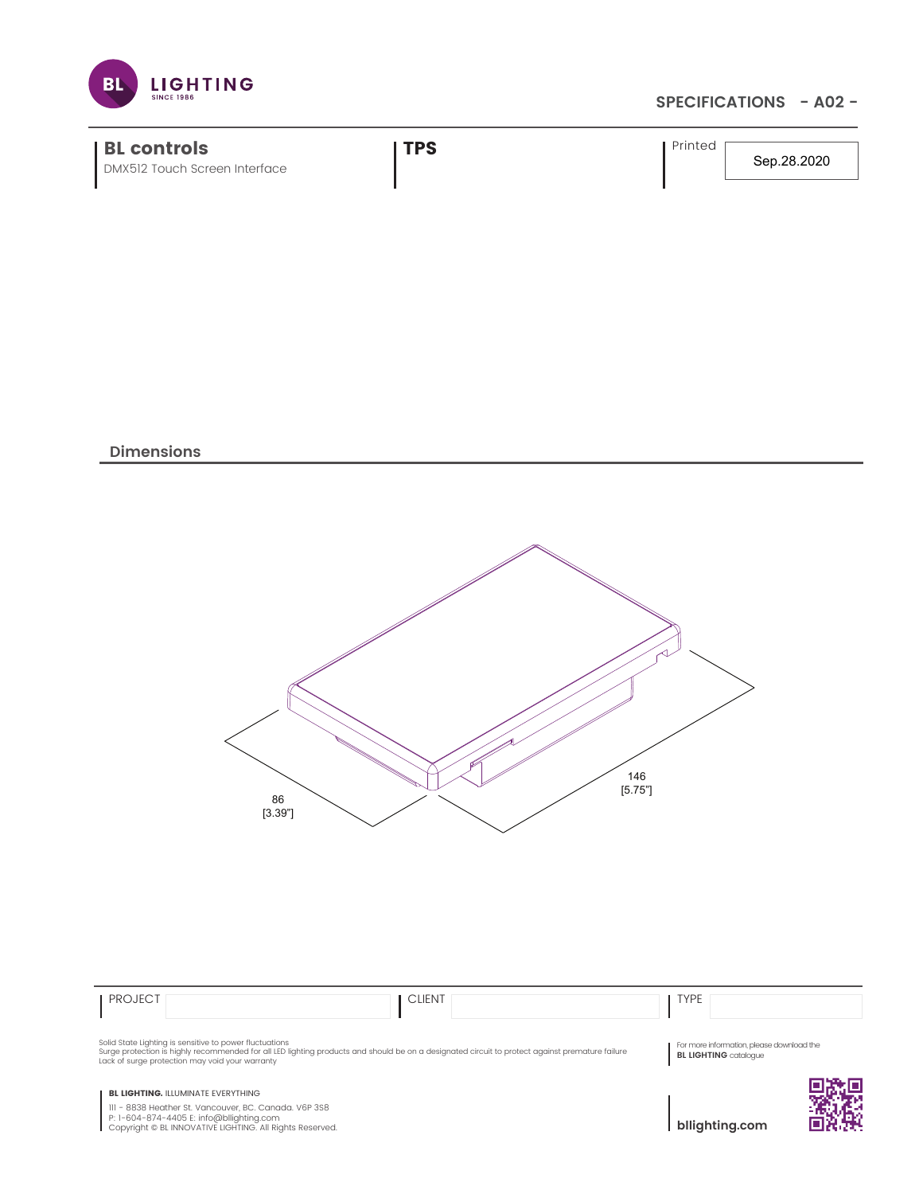SPECIFICATIONS - A02 -

# BL controls

DMX512 Touch Screen Interface

**TPS**

Printed Sep.28.2020

## Dimensions

86
[3.39"]

146
[5.75"]

| PROJECT | CLIENT | TYPE |
|---|---|---|
| | | |

Solid State Lighting is sensitive to power fluctuations
Surge protection is highly recommended for all LED lighting products and should be on a designated circuit to protect against premature failure
Lack of surge protection may void your warranty

For more information, please download the **BL LIGHTING** catalogue

**BL LIGHTING.** ILLUMINATE EVERYTHING
111 - 8838 Heather St. Vancouver, BC. Canada. V6P 3S8
P: 1-604-874-4405 E: info@bllighting.com
Copyright © BL INNOVATIVE LIGHTING. All Rights Reserved.

**bllighting.com**